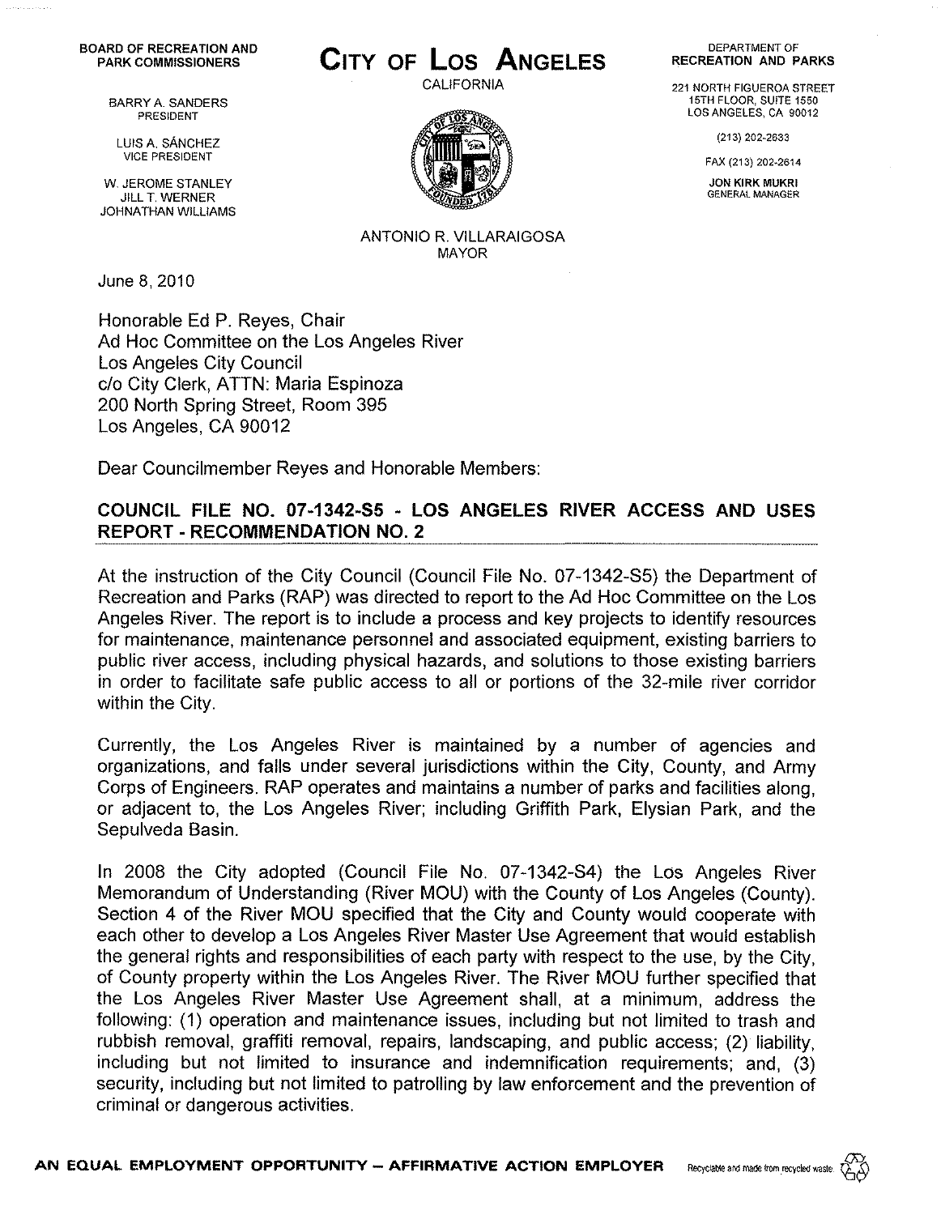BOARD OF RECREATION AND PARK COMMISSIONERS

BARRY A. SANDERS
PRESIDENT

LUIS A. SÁNCHEZ
VICE PRESIDENT

W. JEROME STANLEY
JILL T. WERNER
JOHNATHAN WILLIAMS

# CITY OF LOS ANGELES

CALIFORNIA

ANTONIO R. VILLARAIGOSA
MAYOR

DEPARTMENT OF
RECREATION AND PARKS

221 NORTH FIGUEROA STREET
15TH FLOOR, SUITE 1550
LOS ANGELES, CA 90012

(213) 202-2633

FAX (213) 202-2614

JON KIRK MUKRI
GENERAL MANAGER

June 8, 2010

Honorable Ed P. Reyes, Chair
Ad Hoc Committee on the Los Angeles River
Los Angeles City Council
c/o City Clerk, ATTN: Maria Espinoza
200 North Spring Street, Room 395
Los Angeles, CA 90012

Dear Councilmember Reyes and Honorable Members:

**COUNCIL FILE NO. 07-1342-S5 - LOS ANGELES RIVER ACCESS AND USES REPORT - RECOMMENDATION NO. 2**

At the instruction of the City Council (Council File No. 07-1342-S5) the Department of Recreation and Parks (RAP) was directed to report to the Ad Hoc Committee on the Los Angeles River. The report is to include a process and key projects to identify resources for maintenance, maintenance personnel and associated equipment, existing barriers to public river access, including physical hazards, and solutions to those existing barriers in order to facilitate safe public access to all or portions of the 32-mile river corridor within the City.

Currently, the Los Angeles River is maintained by a number of agencies and organizations, and falls under several jurisdictions within the City, County, and Army Corps of Engineers. RAP operates and maintains a number of parks and facilities along, or adjacent to, the Los Angeles River; including Griffith Park, Elysian Park, and the Sepulveda Basin.

In 2008 the City adopted (Council File No. 07-1342-S4) the Los Angeles River Memorandum of Understanding (River MOU) with the County of Los Angeles (County). Section 4 of the River MOU specified that the City and County would cooperate with each other to develop a Los Angeles River Master Use Agreement that would establish the general rights and responsibilities of each party with respect to the use, by the City, of County property within the Los Angeles River. The River MOU further specified that the Los Angeles River Master Use Agreement shall, at a minimum, address the following: (1) operation and maintenance issues, including but not limited to trash and rubbish removal, graffiti removal, repairs, landscaping, and public access; (2) liability, including but not limited to insurance and indemnification requirements; and, (3) security, including but not limited to patrolling by law enforcement and the prevention of criminal or dangerous activities.

**AN EQUAL EMPLOYMENT OPPORTUNITY – AFFIRMATIVE ACTION EMPLOYER**

Recyclable and made from recycled waste.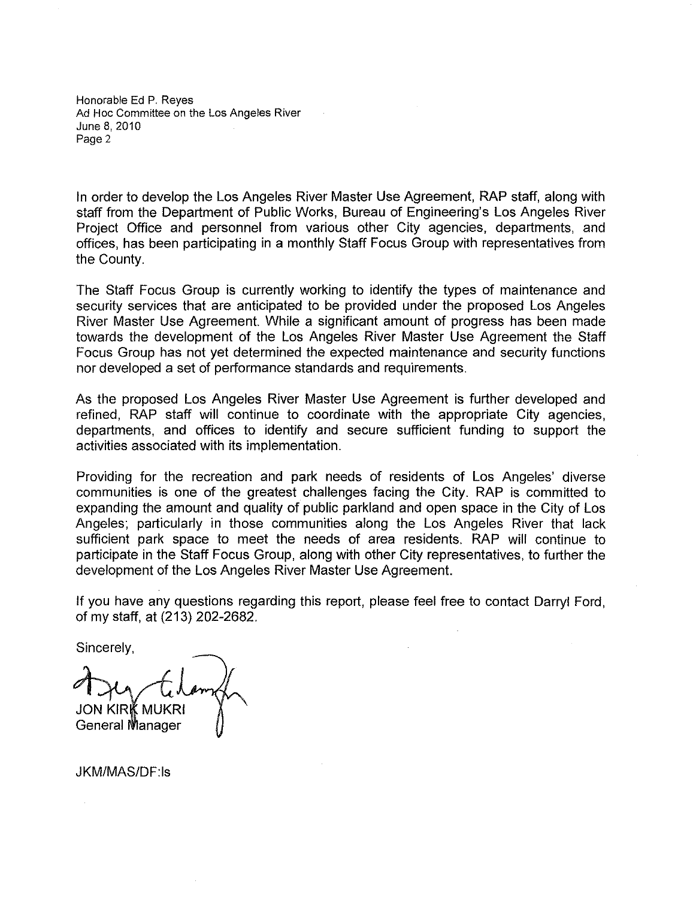Honorable Ed P. Reyes
Ad Hoc Committee on the Los Angeles River
June 8, 2010
Page 2

In order to develop the Los Angeles River Master Use Agreement, RAP staff, along with staff from the Department of Public Works, Bureau of Engineering's Los Angeles River Project Office and personnel from various other City agencies, departments, and offices, has been participating in a monthly Staff Focus Group with representatives from the County.

The Staff Focus Group is currently working to identify the types of maintenance and security services that are anticipated to be provided under the proposed Los Angeles River Master Use Agreement. While a significant amount of progress has been made towards the development of the Los Angeles River Master Use Agreement the Staff Focus Group has not yet determined the expected maintenance and security functions nor developed a set of performance standards and requirements.

As the proposed Los Angeles River Master Use Agreement is further developed and refined, RAP staff will continue to coordinate with the appropriate City agencies, departments, and offices to identify and secure sufficient funding to support the activities associated with its implementation.

Providing for the recreation and park needs of residents of Los Angeles' diverse communities is one of the greatest challenges facing the City. RAP is committed to expanding the amount and quality of public parkland and open space in the City of Los Angeles; particularly in those communities along the Los Angeles River that lack sufficient park space to meet the needs of area residents. RAP will continue to participate in the Staff Focus Group, along with other City representatives, to further the development of the Los Angeles River Master Use Agreement.

If you have any questions regarding this report, please feel free to contact Darryl Ford, of my staff, at (213) 202-2682.

Sincerely,

JON KIRK MUKRI
General Manager

JKM/MAS/DF:ls